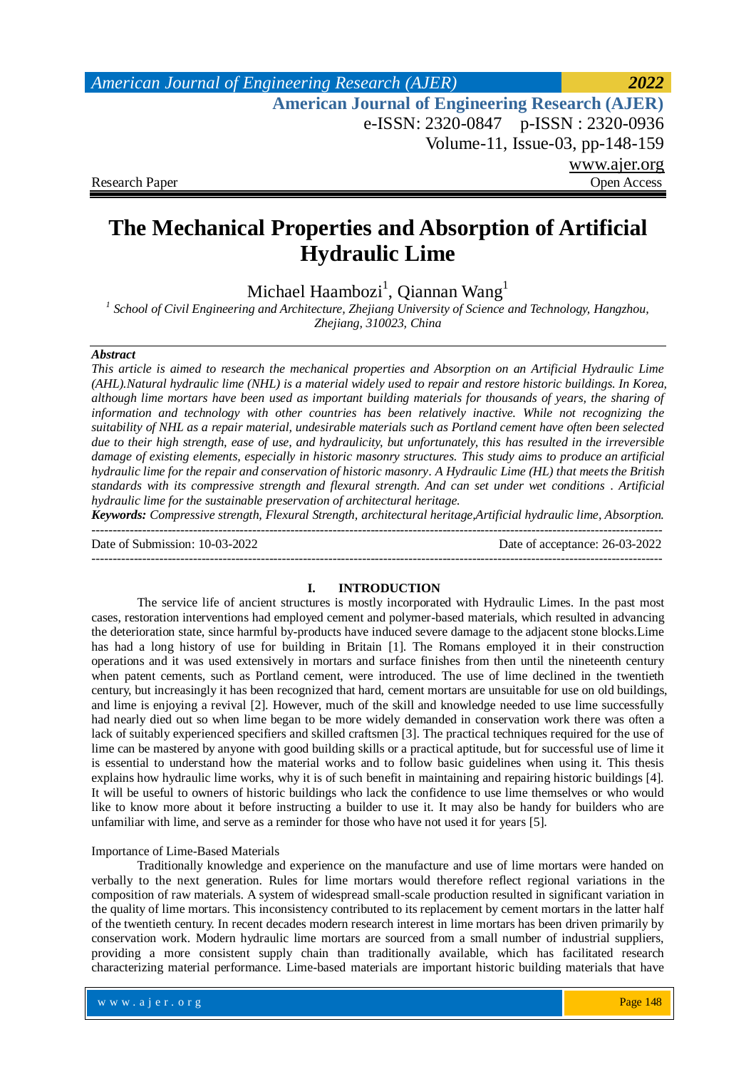# The Mechanical Properties and Absorption of Artificial Hydraulic Lime

Michael Haambozi[1], Qiannan Wang[1]

[1] *School of Civil Engineering and Architecture, Zhejiang University of Science and Technology, Hangzhou, Zhejiang, 310023, China*

***Abstract***

*This article is aimed to research the mechanical properties and Absorption on an Artificial Hydraulic Lime (AHL).Natural hydraulic lime (NHL) is a material widely used to repair and restore historic buildings. In Korea, although lime mortars have been used as important building materials for thousands of years, the sharing of information and technology with other countries has been relatively inactive. While not recognizing the suitability of NHL as a repair material, undesirable materials such as Portland cement have often been selected due to their high strength, ease of use, and hydraulicity, but unfortunately, this has resulted in the irreversible damage of existing elements, especially in historic masonry structures. This study aims to produce an artificial hydraulic lime for the repair and conservation of historic masonry. A Hydraulic Lime (HL) that meets the British standards with its compressive strength and flexural strength. And can set under wet conditions . Artificial hydraulic lime for the sustainable preservation of architectural heritage.*

***Keywords:*** *Compressive strength, Flexural Strength, architectural heritage,Artificial hydraulic lime, Absorption.*

---

Date of Submission: 10-03-2022 Date of acceptance: 26-03-2022

---

## I. INTRODUCTION

The service life of ancient structures is mostly incorporated with Hydraulic Limes. In the past most cases, restoration interventions had employed cement and polymer-based materials, which resulted in advancing the deterioration state, since harmful by-products have induced severe damage to the adjacent stone blocks.Lime has had a long history of use for building in Britain [1]. The Romans employed it in their construction operations and it was used extensively in mortars and surface finishes from then until the nineteenth century when patent cements, such as Portland cement, were introduced. The use of lime declined in the twentieth century, but increasingly it has been recognized that hard, cement mortars are unsuitable for use on old buildings, and lime is enjoying a revival [2]. However, much of the skill and knowledge needed to use lime successfully had nearly died out so when lime began to be more widely demanded in conservation work there was often a lack of suitably experienced specifiers and skilled craftsmen [3]. The practical techniques required for the use of lime can be mastered by anyone with good building skills or a practical aptitude, but for successful use of lime it is essential to understand how the material works and to follow basic guidelines when using it. This thesis explains how hydraulic lime works, why it is of such benefit in maintaining and repairing historic buildings [4]. It will be useful to owners of historic buildings who lack the confidence to use lime themselves or who would like to know more about it before instructing a builder to use it. It may also be handy for builders who are unfamiliar with lime, and serve as a reminder for those who have not used it for years [5].

Importance of Lime-Based Materials

Traditionally knowledge and experience on the manufacture and use of lime mortars were handed on verbally to the next generation. Rules for lime mortars would therefore reflect regional variations in the composition of raw materials. A system of widespread small-scale production resulted in significant variation in the quality of lime mortars. This inconsistency contributed to its replacement by cement mortars in the latter half of the twentieth century. In recent decades modern research interest in lime mortars has been driven primarily by conservation work. Modern hydraulic lime mortars are sourced from a small number of industrial suppliers, providing a more consistent supply chain than traditionally available, which has facilitated research characterizing material performance. Lime-based materials are important historic building materials that have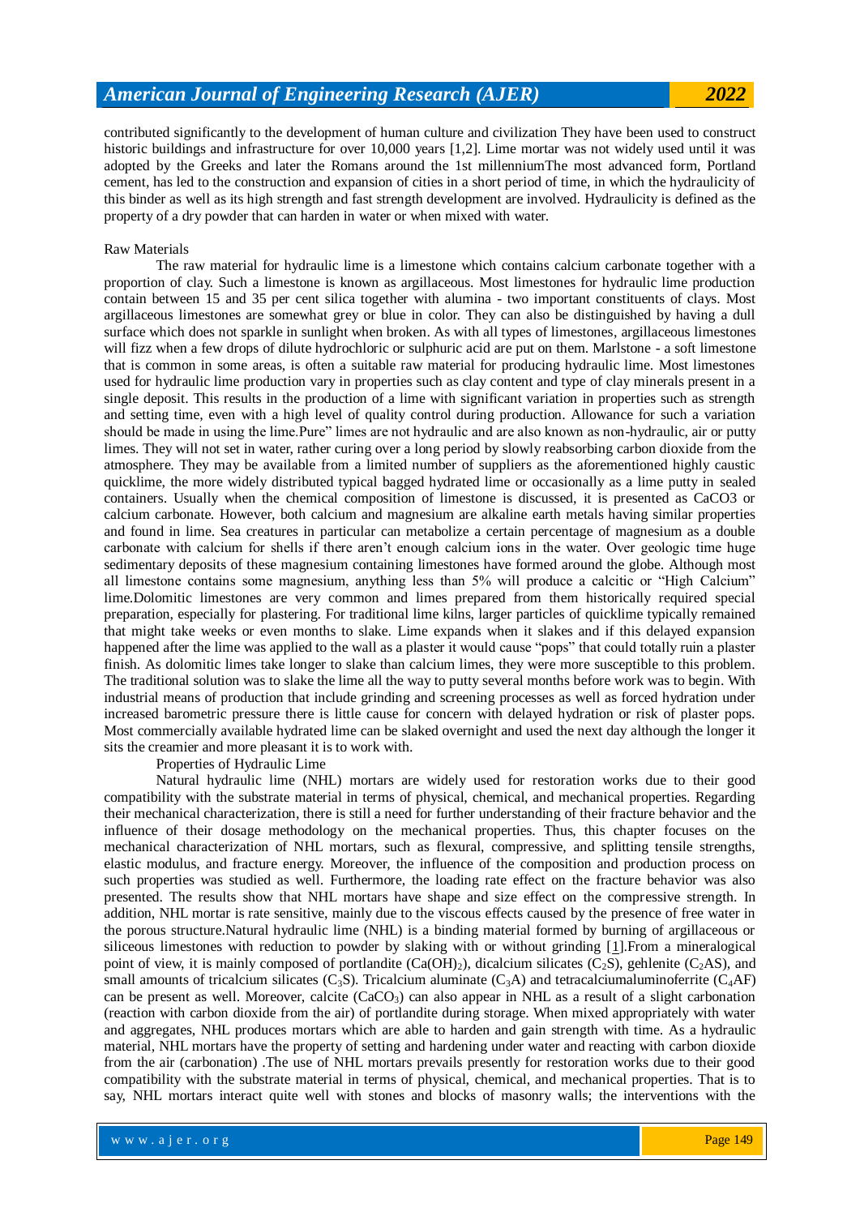contributed significantly to the development of human culture and civilization They have been used to construct historic buildings and infrastructure for over 10,000 years [1,2]. Lime mortar was not widely used until it was adopted by the Greeks and later the Romans around the 1st millenniumThe most advanced form, Portland cement, has led to the construction and expansion of cities in a short period of time, in which the hydraulicity of this binder as well as its high strength and fast strength development are involved. Hydraulicity is defined as the property of a dry powder that can harden in water or when mixed with water.

Raw Materials

The raw material for hydraulic lime is a limestone which contains calcium carbonate together with a proportion of clay. Such a limestone is known as argillaceous. Most limestones for hydraulic lime production contain between 15 and 35 per cent silica together with alumina - two important constituents of clays. Most argillaceous limestones are somewhat grey or blue in color. They can also be distinguished by having a dull surface which does not sparkle in sunlight when broken. As with all types of limestones, argillaceous limestones will fizz when a few drops of dilute hydrochloric or sulphuric acid are put on them. Marlstone - a soft limestone that is common in some areas, is often a suitable raw material for producing hydraulic lime. Most limestones used for hydraulic lime production vary in properties such as clay content and type of clay minerals present in a single deposit. This results in the production of a lime with significant variation in properties such as strength and setting time, even with a high level of quality control during production. Allowance for such a variation should be made in using the lime.Pure" limes are not hydraulic and are also known as non-hydraulic, air or putty limes. They will not set in water, rather curing over a long period by slowly reabsorbing carbon dioxide from the atmosphere. They may be available from a limited number of suppliers as the aforementioned highly caustic quicklime, the more widely distributed typical bagged hydrated lime or occasionally as a lime putty in sealed containers. Usually when the chemical composition of limestone is discussed, it is presented as CaCO3 or calcium carbonate. However, both calcium and magnesium are alkaline earth metals having similar properties and found in lime. Sea creatures in particular can metabolize a certain percentage of magnesium as a double carbonate with calcium for shells if there aren't enough calcium ions in the water. Over geologic time huge sedimentary deposits of these magnesium containing limestones have formed around the globe. Although most all limestone contains some magnesium, anything less than 5% will produce a calcitic or "High Calcium" lime.Dolomitic limestones are very common and limes prepared from them historically required special preparation, especially for plastering. For traditional lime kilns, larger particles of quicklime typically remained that might take weeks or even months to slake. Lime expands when it slakes and if this delayed expansion happened after the lime was applied to the wall as a plaster it would cause "pops" that could totally ruin a plaster finish. As dolomitic limes take longer to slake than calcium limes, they were more susceptible to this problem. The traditional solution was to slake the lime all the way to putty several months before work was to begin. With industrial means of production that include grinding and screening processes as well as forced hydration under increased barometric pressure there is little cause for concern with delayed hydration or risk of plaster pops. Most commercially available hydrated lime can be slaked overnight and used the next day although the longer it sits the creamier and more pleasant it is to work with.

Properties of Hydraulic Lime

Natural hydraulic lime (NHL) mortars are widely used for restoration works due to their good compatibility with the substrate material in terms of physical, chemical, and mechanical properties. Regarding their mechanical characterization, there is still a need for further understanding of their fracture behavior and the influence of their dosage methodology on the mechanical properties. Thus, this chapter focuses on the mechanical characterization of NHL mortars, such as flexural, compressive, and splitting tensile strengths, elastic modulus, and fracture energy. Moreover, the influence of the composition and production process on such properties was studied as well. Furthermore, the loading rate effect on the fracture behavior was also presented. The results show that NHL mortars have shape and size effect on the compressive strength. In addition, NHL mortar is rate sensitive, mainly due to the viscous effects caused by the presence of free water in the porous structure.Natural hydraulic lime (NHL) is a binding material formed by burning of argillaceous or siliceous limestones with reduction to powder by slaking with or without grinding [1].From a mineralogical point of view, it is mainly composed of portlandite ($Ca(OH)_2$), dicalcium silicates ($C_2S$), gehlenite ($C_2AS$), and small amounts of tricalcium silicates ($C_3S$). Tricalcium aluminate ($C_3A$) and tetracalciumaluminoferrite ($C_4AF$) can be present as well. Moreover, calcite ($CaCO_3$) can also appear in NHL as a result of a slight carbonation (reaction with carbon dioxide from the air) of portlandite during storage. When mixed appropriately with water and aggregates, NHL produces mortars which are able to harden and gain strength with time. As a hydraulic material, NHL mortars have the property of setting and hardening under water and reacting with carbon dioxide from the air (carbonation) .The use of NHL mortars prevails presently for restoration works due to their good compatibility with the substrate material in terms of physical, chemical, and mechanical properties. That is to say, NHL mortars interact quite well with stones and blocks of masonry walls; the interventions with the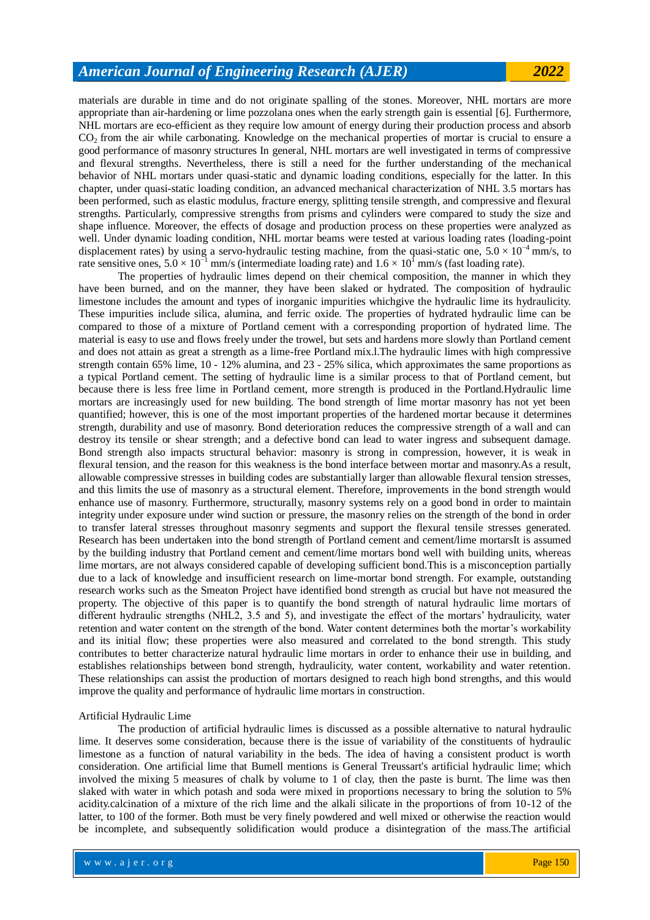materials are durable in time and do not originate spalling of the stones. Moreover, NHL mortars are more appropriate than air-hardening or lime pozzolana ones when the early strength gain is essential [6]. Furthermore, NHL mortars are eco-efficient as they require low amount of energy during their production process and absorb $CO_2$ from the air while carbonating. Knowledge on the mechanical properties of mortar is crucial to ensure a good performance of masonry structures In general, NHL mortars are well investigated in terms of compressive and flexural strengths. Nevertheless, there is still a need for the further understanding of the mechanical behavior of NHL mortars under quasi-static and dynamic loading conditions, especially for the latter. In this chapter, under quasi-static loading condition, an advanced mechanical characterization of NHL 3.5 mortars has been performed, such as elastic modulus, fracture energy, splitting tensile strength, and compressive and flexural strengths. Particularly, compressive strengths from prisms and cylinders were compared to study the size and shape influence. Moreover, the effects of dosage and production process on these properties were analyzed as well. Under dynamic loading condition, NHL mortar beams were tested at various loading rates (loading-point displacement rates) by using a servo-hydraulic testing machine, from the quasi-static one, $5.0 \times 10^{-4}$ mm/s, to rate sensitive ones, $5.0 \times 10^{-1}$ mm/s (intermediate loading rate) and $1.6 \times 10^{1}$ mm/s (fast loading rate).

The properties of hydraulic limes depend on their chemical composition, the manner in which they have been burned, and on the manner, they have been slaked or hydrated. The composition of hydraulic limestone includes the amount and types of inorganic impurities whichgive the hydraulic lime its hydraulicity. These impurities include silica, alumina, and ferric oxide. The properties of hydrated hydraulic lime can be compared to those of a mixture of Portland cement with a corresponding proportion of hydrated lime. The material is easy to use and flows freely under the trowel, but sets and hardens more slowly than Portland cement and does not attain as great a strength as a lime-free Portland mix.l.The hydraulic limes with high compressive strength contain 65% lime, 10 - 12% alumina, and 23 - 25% silica, which approximates the same proportions as a typical Portland cement. The setting of hydraulic lime is a similar process to that of Portland cement, but because there is less free lime in Portland cement, more strength is produced in the Portland.Hydraulic lime mortars are increasingly used for new building. The bond strength of lime mortar masonry has not yet been quantified; however, this is one of the most important properties of the hardened mortar because it determines strength, durability and use of masonry. Bond deterioration reduces the compressive strength of a wall and can destroy its tensile or shear strength; and a defective bond can lead to water ingress and subsequent damage. Bond strength also impacts structural behavior: masonry is strong in compression, however, it is weak in flexural tension, and the reason for this weakness is the bond interface between mortar and masonry.As a result, allowable compressive stresses in building codes are substantially larger than allowable flexural tension stresses, and this limits the use of masonry as a structural element. Therefore, improvements in the bond strength would enhance use of masonry. Furthermore, structurally, masonry systems rely on a good bond in order to maintain integrity under exposure under wind suction or pressure, the masonry relies on the strength of the bond in order to transfer lateral stresses throughout masonry segments and support the flexural tensile stresses generated. Research has been undertaken into the bond strength of Portland cement and cement/lime mortarsIt is assumed by the building industry that Portland cement and cement/lime mortars bond well with building units, whereas lime mortars, are not always considered capable of developing sufficient bond.This is a misconception partially due to a lack of knowledge and insufficient research on lime-mortar bond strength. For example, outstanding research works such as the Smeaton Project have identified bond strength as crucial but have not measured the property. The objective of this paper is to quantify the bond strength of natural hydraulic lime mortars of different hydraulic strengths (NHL2, 3.5 and 5), and investigate the effect of the mortars' hydraulicity, water retention and water content on the strength of the bond. Water content determines both the mortar's workability and its initial flow; these properties were also measured and correlated to the bond strength. This study contributes to better characterize natural hydraulic lime mortars in order to enhance their use in building, and establishes relationships between bond strength, hydraulicity, water content, workability and water retention. These relationships can assist the production of mortars designed to reach high bond strengths, and this would improve the quality and performance of hydraulic lime mortars in construction.

Artificial Hydraulic Lime

The production of artificial hydraulic limes is discussed as a possible alternative to natural hydraulic lime. It deserves some consideration, because there is the issue of variability of the constituents of hydraulic limestone as a function of natural variability in the beds. The idea of having a consistent product is worth consideration. One artificial lime that Bumell mentions is General Treussart's artificial hydraulic lime; which involved the mixing 5 measures of chalk by volume to 1 of clay, then the paste is burnt. The lime was then slaked with water in which potash and soda were mixed in proportions necessary to bring the solution to 5% acidity.calcination of a mixture of the rich lime and the alkali silicate in the proportions of from 10-12 of the latter, to 100 of the former. Both must be very finely powdered and well mixed or otherwise the reaction would be incomplete, and subsequently solidification would produce a disintegration of the mass.The artificial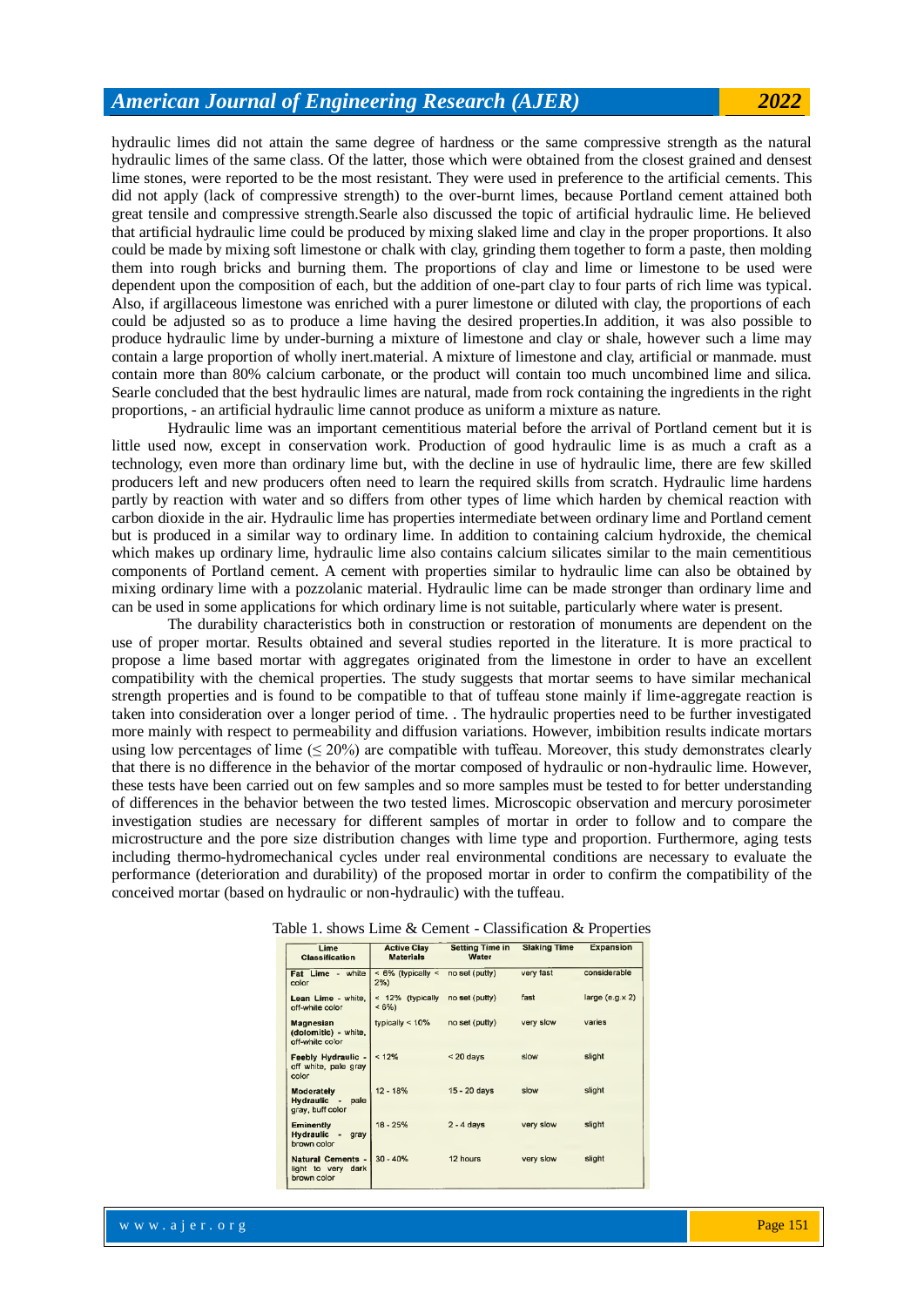hydraulic limes did not attain the same degree of hardness or the same compressive strength as the natural hydraulic limes of the same class. Of the latter, those which were obtained from the closest grained and densest lime stones, were reported to be the most resistant. They were used in preference to the artificial cements. This did not apply (lack of compressive strength) to the over-burnt limes, because Portland cement attained both great tensile and compressive strength.Searle also discussed the topic of artificial hydraulic lime. He believed that artificial hydraulic lime could be produced by mixing slaked lime and clay in the proper proportions. It also could be made by mixing soft limestone or chalk with clay, grinding them together to form a paste, then molding them into rough bricks and burning them. The proportions of clay and lime or limestone to be used were dependent upon the composition of each, but the addition of one-part clay to four parts of rich lime was typical. Also, if argillaceous limestone was enriched with a purer limestone or diluted with clay, the proportions of each could be adjusted so as to produce a lime having the desired properties.In addition, it was also possible to produce hydraulic lime by under-burning a mixture of limestone and clay or shale, however such a lime may contain a large proportion of wholly inert.material. A mixture of limestone and clay, artificial or manmade. must contain more than 80% calcium carbonate, or the product will contain too much uncombined lime and silica. Searle concluded that the best hydraulic limes are natural, made from rock containing the ingredients in the right proportions, - an artificial hydraulic lime cannot produce as uniform a mixture as nature.

Hydraulic lime was an important cementitious material before the arrival of Portland cement but it is little used now, except in conservation work. Production of good hydraulic lime is as much a craft as a technology, even more than ordinary lime but, with the decline in use of hydraulic lime, there are few skilled producers left and new producers often need to learn the required skills from scratch. Hydraulic lime hardens partly by reaction with water and so differs from other types of lime which harden by chemical reaction with carbon dioxide in the air. Hydraulic lime has properties intermediate between ordinary lime and Portland cement but is produced in a similar way to ordinary lime. In addition to containing calcium hydroxide, the chemical which makes up ordinary lime, hydraulic lime also contains calcium silicates similar to the main cementitious components of Portland cement. A cement with properties similar to hydraulic lime can also be obtained by mixing ordinary lime with a pozzolanic material. Hydraulic lime can be made stronger than ordinary lime and can be used in some applications for which ordinary lime is not suitable, particularly where water is present.

The durability characteristics both in construction or restoration of monuments are dependent on the use of proper mortar. Results obtained and several studies reported in the literature. It is more practical to propose a lime based mortar with aggregates originated from the limestone in order to have an excellent compatibility with the chemical properties. The study suggests that mortar seems to have similar mechanical strength properties and is found to be compatible to that of tuffeau stone mainly if lime-aggregate reaction is taken into consideration over a longer period of time. . The hydraulic properties need to be further investigated more mainly with respect to permeability and diffusion variations. However, imbibition results indicate mortars using low percentages of lime (≤ 20%) are compatible with tuffeau. Moreover, this study demonstrates clearly that there is no difference in the behavior of the mortar composed of hydraulic or non-hydraulic lime. However, these tests have been carried out on few samples and so more samples must be tested to for better understanding of differences in the behavior between the two tested limes. Microscopic observation and mercury porosimeter investigation studies are necessary for different samples of mortar in order to follow and to compare the microstructure and the pore size distribution changes with lime type and proportion. Furthermore, aging tests including thermo-hydromechanical cycles under real environmental conditions are necessary to evaluate the performance (deterioration and durability) of the proposed mortar in order to confirm the compatibility of the conceived mortar (based on hydraulic or non-hydraulic) with the tuffeau.

Table 1. shows Lime & Cement - Classification & Properties

| Lime Classification | Active Clay Materials | Setting Time in Water | Slaking Time | Expansion |
|---|---|---|---|---|
| **Fat Lime** - white color | < 6% (typically < 2%) | no set (putty) | very fast | considerable |
| **Lean Lime** - white, off-white color | < 12% (typically < 6%) | no set (putty) | fast | large (e.g.x 2) |
| **Magnesian (dolomitic)** - white, off-white color | typically < 10% | no set (putty) | very slow | varies |
| **Feebly Hydraulic** - off white, pale gray color | < 12% | < 20 days | slow | slight |
| **Moderately Hydraulic** - pale gray, buff color | 12 - 18% | 15 - 20 days | slow | slight |
| **Eminently Hydraulic** - gray brown color | 18 - 25% | 2 - 4 days | very slow | slight |
| **Natural Cements** - light to very dark brown color | 30 - 40% | 12 hours | very slow | slight |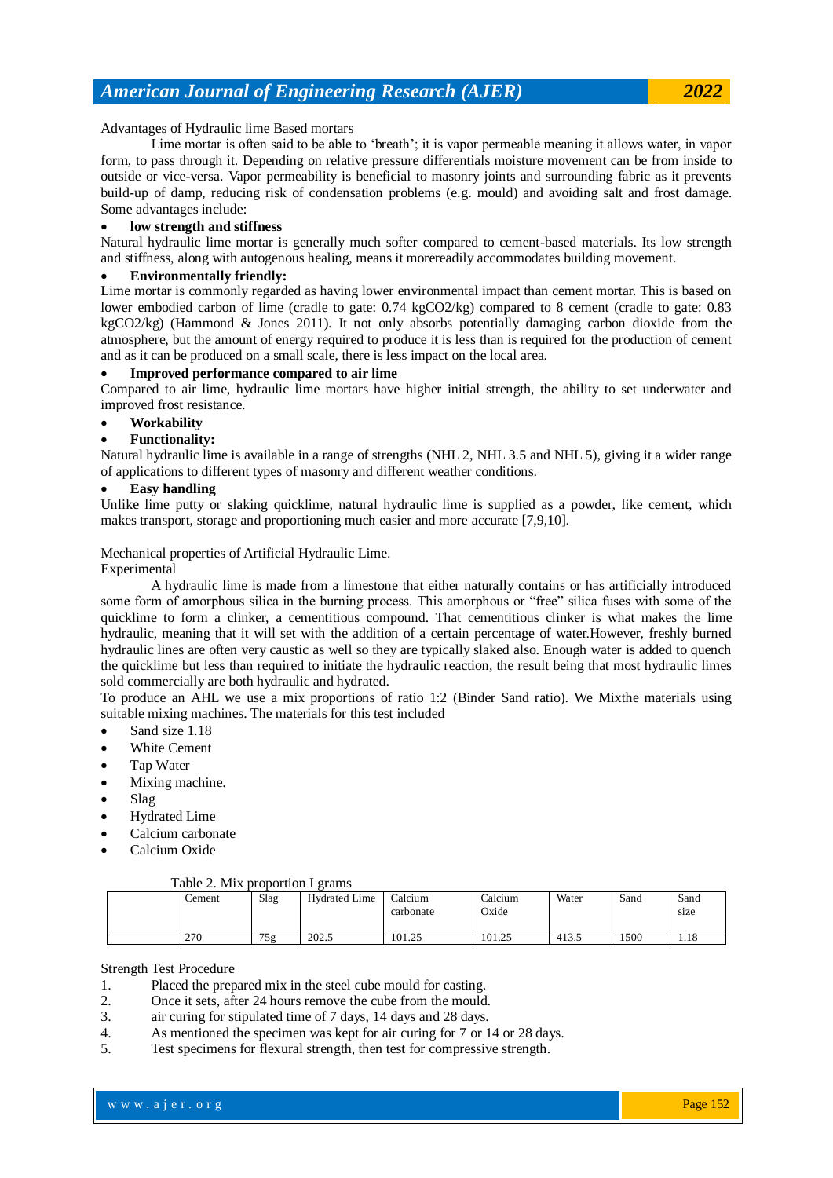Advantages of Hydraulic lime Based mortars

Lime mortar is often said to be able to 'breath'; it is vapor permeable meaning it allows water, in vapor form, to pass through it. Depending on relative pressure differentials moisture movement can be from inside to outside or vice-versa. Vapor permeability is beneficial to masonry joints and surrounding fabric as it prevents build-up of damp, reducing risk of condensation problems (e.g. mould) and avoiding salt and frost damage. Some advantages include:

- **low strength and stiffness**

Natural hydraulic lime mortar is generally much softer compared to cement-based materials. Its low strength and stiffness, along with autogenous healing, means it morereadily accommodates building movement.

- **Environmentally friendly:**

Lime mortar is commonly regarded as having lower environmental impact than cement mortar. This is based on lower embodied carbon of lime (cradle to gate: 0.74 $kgCO_2/kg$) compared to 8 cement (cradle to gate: 0.83 $kgCO_2/kg$) (Hammond & Jones 2011). It not only absorbs potentially damaging carbon dioxide from the atmosphere, but the amount of energy required to produce it is less than is required for the production of cement and as it can be produced on a small scale, there is less impact on the local area.

- **Improved performance compared to air lime**

Compared to air lime, hydraulic lime mortars have higher initial strength, the ability to set underwater and improved frost resistance.

- **Workability**
- **Functionality:**

Natural hydraulic lime is available in a range of strengths (NHL 2, NHL 3.5 and NHL 5), giving it a wider range of applications to different types of masonry and different weather conditions.

- **Easy handling**

Unlike lime putty or slaking quicklime, natural hydraulic lime is supplied as a powder, like cement, which makes transport, storage and proportioning much easier and more accurate [7,9,10].

Mechanical properties of Artificial Hydraulic Lime.

Experimental

A hydraulic lime is made from a limestone that either naturally contains or has artificially introduced some form of amorphous silica in the burning process. This amorphous or "free" silica fuses with some of the quicklime to form a clinker, a cementitious compound. That cementitious clinker is what makes the lime hydraulic, meaning that it will set with the addition of a certain percentage of water.However, freshly burned hydraulic lines are often very caustic as well so they are typically slaked also. Enough water is added to quench the quicklime but less than required to initiate the hydraulic reaction, the result being that most hydraulic limes sold commercially are both hydraulic and hydrated.

To produce an AHL we use a mix proportions of ratio 1:2 (Binder Sand ratio). We Mixthe materials using suitable mixing machines. The materials for this test included

- Sand size 1.18
- White Cement
- Tap Water
- Mixing machine.
- Slag
- Hydrated Lime
- Calcium carbonate
- Calcium Oxide

Table 2. Mix proportion I grams

| | Cement | Slag | Hydrated Lime | Calcium carbonate | Calcium Oxide | Water | Sand | Sand size |
|---|---|---|---|---|---|---|---|---|
| | 270 | 75g | 202.5 | 101.25 | 101.25 | 413.5 | 1500 | 1.18 |

Strength Test Procedure

1. Placed the prepared mix in the steel cube mould for casting.
2. Once it sets, after 24 hours remove the cube from the mould.
3. air curing for stipulated time of 7 days, 14 days and 28 days.
4. As mentioned the specimen was kept for air curing for 7 or 14 or 28 days.
5. Test specimens for flexural strength, then test for compressive strength.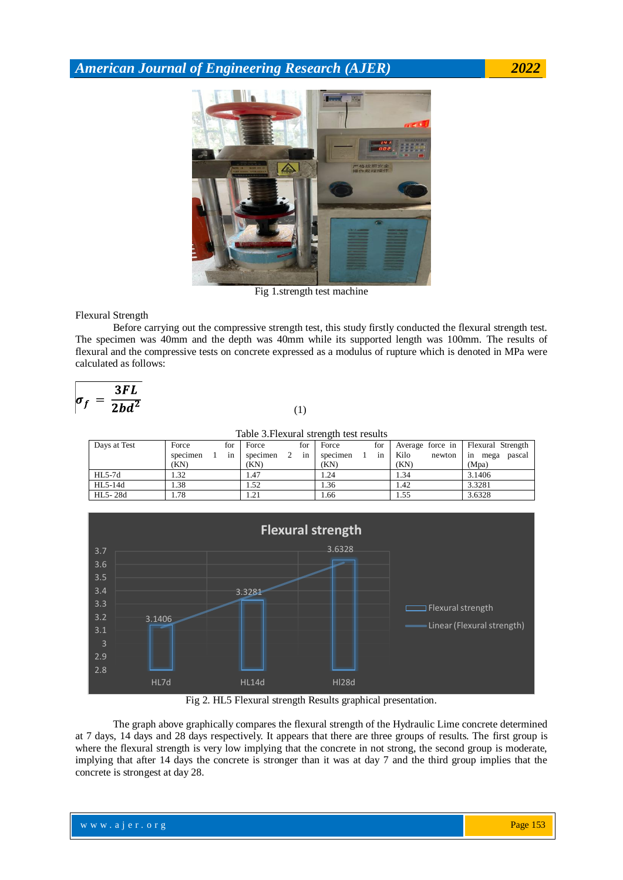Fig 1.strength test machine

Flexural Strength

Before carrying out the compressive strength test, this study firstly conducted the flexural strength test. The specimen was 40mm and the depth was 40mm while its supported length was 100mm. The results of flexural and the compressive tests on concrete expressed as a modulus of rupture which is denoted in MPa were calculated as follows:

$$\sigma_f = \frac{3FL}{2bd^2} \quad (1)$$

Table 3.Flexural strength test results

| Days at Test | Force for specimen 1 in (KN) | Force for specimen 2 in (KN) | Force for specimen 1 in (KN) | Average force in Kilo newton (KN) | Flexural Strength in mega pascal (Mpa) |
|---|---|---|---|---|---|
| HL5-7d | 1.32 | 1.47 | 1.24 | 1.34 | 3.1406 |
| HL5-14d | 1.38 | 1.52 | 1.36 | 1.42 | 3.3281 |
| HL5- 28d | 1.78 | 1.21 | 1.66 | 1.55 | 3.6328 |

Fig 2. HL5 Flexural strength Results graphical presentation.

The graph above graphically compares the flexural strength of the Hydraulic Lime concrete determined at 7 days, 14 days and 28 days respectively. It appears that there are three groups of results. The first group is where the flexural strength is very low implying that the concrete in not strong, the second group is moderate, implying that after 14 days the concrete is stronger than it was at day 7 and the third group implies that the concrete is strongest at day 28.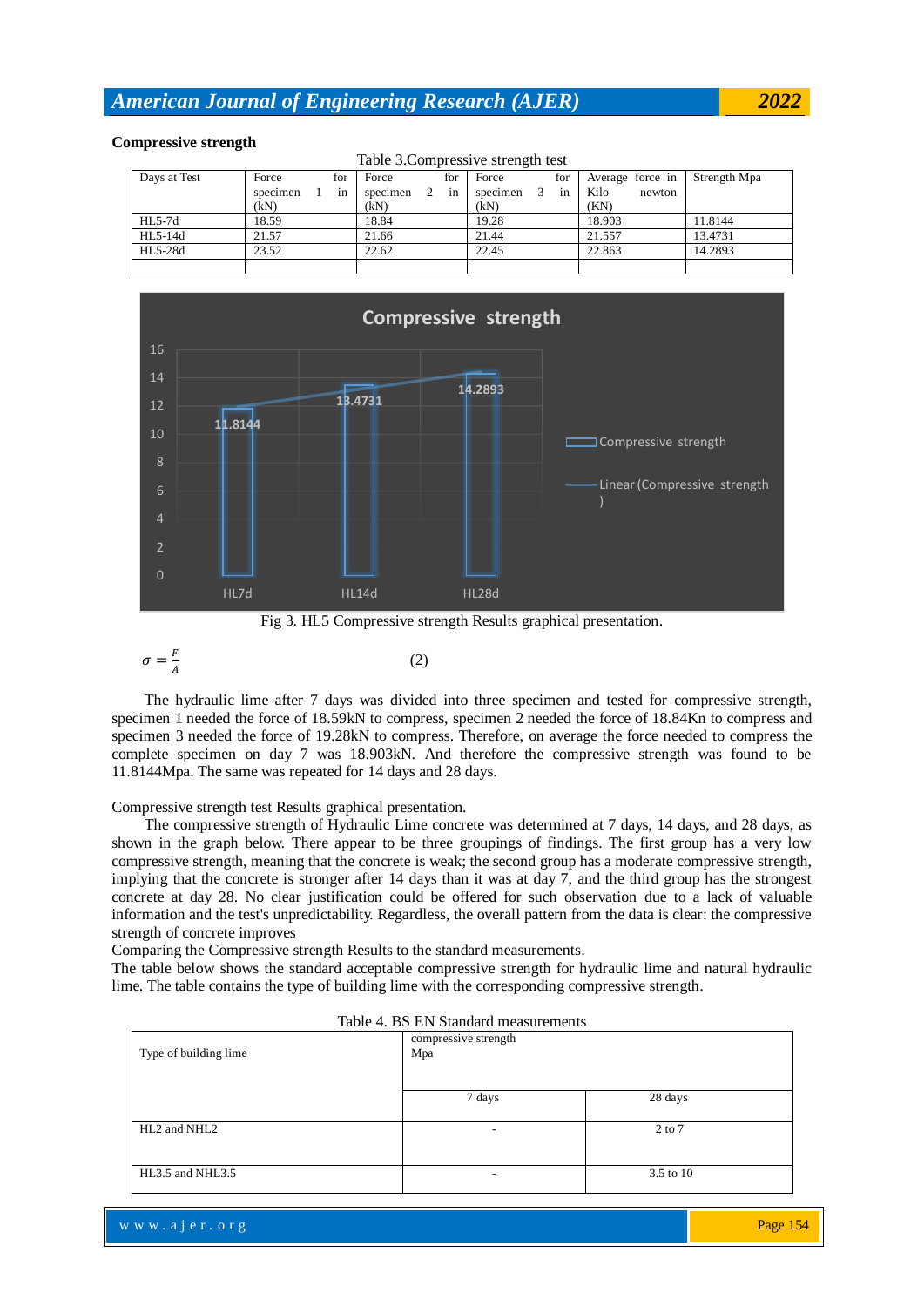**Compressive strength**

Table 3.Compressive strength test

| Days at Test | Force for specimen 1 in (kN) | Force for specimen 2 in (kN) | Force for specimen 3 in (kN) | Average force in Kilo newton (KN) | Strength Mpa |
|---|---|---|---|---|---|
| HL5-7d | 18.59 | 18.84 | 19.28 | 18.903 | 11.8144 |
| HL5-14d | 21.57 | 21.66 | 21.44 | 21.557 | 13.4731 |
| HL5-28d | 23.52 | 22.62 | 22.45 | 22.863 | 14.2893 |
| | | | | | |

Fig 3. HL5 Compressive strength Results graphical presentation.

$$\sigma = \frac{F}{A} \quad (2)$$

The hydraulic lime after 7 days was divided into three specimen and tested for compressive strength, specimen 1 needed the force of 18.59kN to compress, specimen 2 needed the force of 18.84Kn to compress and specimen 3 needed the force of 19.28kN to compress. Therefore, on average the force needed to compress the complete specimen on day 7 was 18.903kN. And therefore the compressive strength was found to be 11.8144Mpa. The same was repeated for 14 days and 28 days.

Compressive strength test Results graphical presentation.

The compressive strength of Hydraulic Lime concrete was determined at 7 days, 14 days, and 28 days, as shown in the graph below. There appear to be three groupings of findings. The first group has a very low compressive strength, meaning that the concrete is weak; the second group has a moderate compressive strength, implying that the concrete is stronger after 14 days than it was at day 7, and the third group has the strongest concrete at day 28. No clear justification could be offered for such observation due to a lack of valuable information and the test's unpredictability. Regardless, the overall pattern from the data is clear: the compressive strength of concrete improves

Comparing the Compressive strength Results to the standard measurements.

The table below shows the standard acceptable compressive strength for hydraulic lime and natural hydraulic lime. The table contains the type of building lime with the corresponding compressive strength.

Table 4. BS EN Standard measurements

| Type of building lime | compressive strength Mpa | |
|---|---|---|
| | 7 days | 28 days |
| HL2 and NHL2 | - | 2 to 7 |
| HL3.5 and NHL3.5 | - | 3.5 to 10 |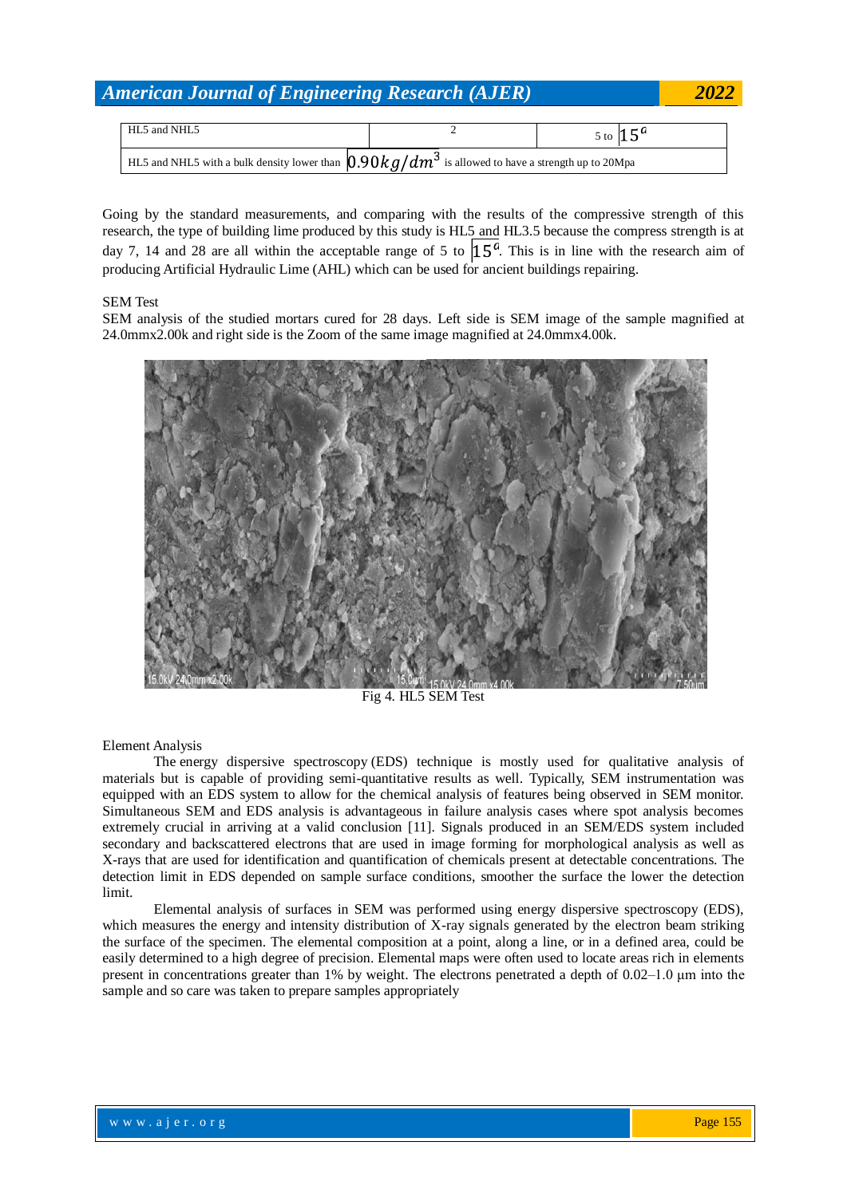| HL5 and NHL5 | 2 | 5 to $15^a$ |
|---|---|---|
| HL5 and NHL5 with a bulk density lower than $0.90kg/dm^3$ is allowed to have a strength up to 20Mpa | | |

Going by the standard measurements, and comparing with the results of the compressive strength of this research, the type of building lime produced by this study is HL5 and HL3.5 because the compress strength is at day 7, 14 and 28 are all within the acceptable range of 5 to $15^a$. This is in line with the research aim of producing Artificial Hydraulic Lime (AHL) which can be used for ancient buildings repairing.

SEM Test

SEM analysis of the studied mortars cured for 28 days. Left side is SEM image of the sample magnified at 24.0mmx2.00k and right side is the Zoom of the same image magnified at 24.0mmx4.00k.

Fig 4. HL5 SEM Test

Element Analysis

The energy dispersive spectroscopy (EDS) technique is mostly used for qualitative analysis of materials but is capable of providing semi-quantitative results as well. Typically, SEM instrumentation was equipped with an EDS system to allow for the chemical analysis of features being observed in SEM monitor. Simultaneous SEM and EDS analysis is advantageous in failure analysis cases where spot analysis becomes extremely crucial in arriving at a valid conclusion [11]. Signals produced in an SEM/EDS system included secondary and backscattered electrons that are used in image forming for morphological analysis as well as X-rays that are used for identification and quantification of chemicals present at detectable concentrations. The detection limit in EDS depended on sample surface conditions, smoother the surface the lower the detection limit.

Elemental analysis of surfaces in SEM was performed using energy dispersive spectroscopy (EDS), which measures the energy and intensity distribution of X-ray signals generated by the electron beam striking the surface of the specimen. The elemental composition at a point, along a line, or in a defined area, could be easily determined to a high degree of precision. Elemental maps were often used to locate areas rich in elements present in concentrations greater than 1% by weight. The electrons penetrated a depth of 0.02–1.0 μm into the sample and so care was taken to prepare samples appropriately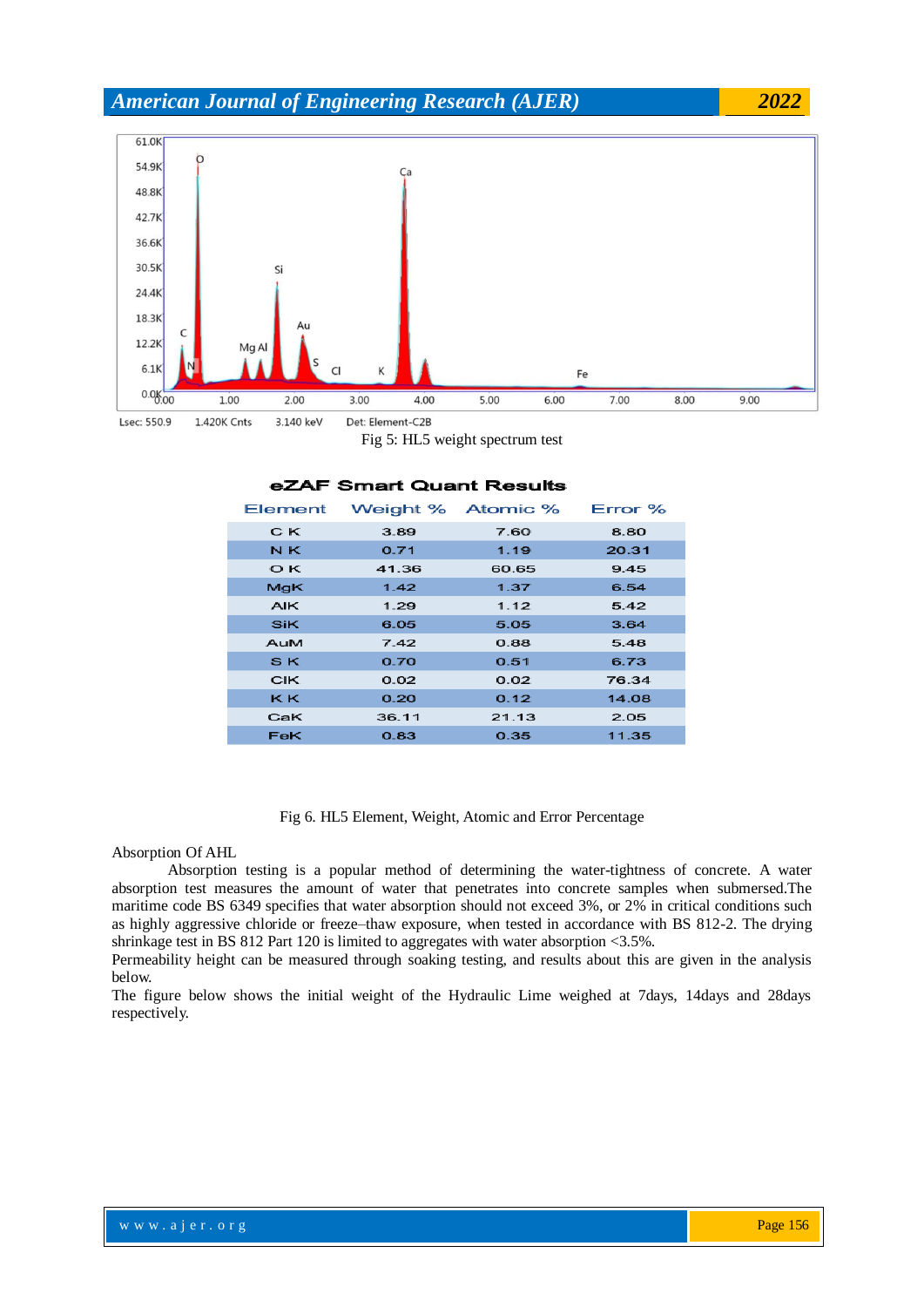Fig 5: HL5 weight spectrum test

**eZAF Smart Quant Results**

| Element | Weight % | Atomic % | Error % |
|---|---|---|---|
| C K | 3.89 | 7.60 | 8.80 |
| N K | 0.71 | 1.19 | 20.31 |
| O K | 41.36 | 60.65 | 9.45 |
| MgK | 1.42 | 1.37 | 6.54 |
| AlK | 1.29 | 1.12 | 5.42 |
| SiK | 6.05 | 5.05 | 3.64 |
| AuM | 7.42 | 0.88 | 5.48 |
| S K | 0.70 | 0.51 | 6.73 |
| ClK | 0.02 | 0.02 | 76.34 |
| K K | 0.20 | 0.12 | 14.08 |
| CaK | 36.11 | 21.13 | 2.05 |
| FeK | 0.83 | 0.35 | 11.35 |

Fig 6. HL5 Element, Weight, Atomic and Error Percentage

Absorption Of AHL

Absorption testing is a popular method of determining the water-tightness of concrete. A water absorption test measures the amount of water that penetrates into concrete samples when submersed.The maritime code BS 6349 specifies that water absorption should not exceed 3%, or 2% in critical conditions such as highly aggressive chloride or freeze–thaw exposure, when tested in accordance with BS 812-2. The drying shrinkage test in BS 812 Part 120 is limited to aggregates with water absorption <3.5%.

Permeability height can be measured through soaking testing, and results about this are given in the analysis below.

The figure below shows the initial weight of the Hydraulic Lime weighed at 7days, 14days and 28days respectively.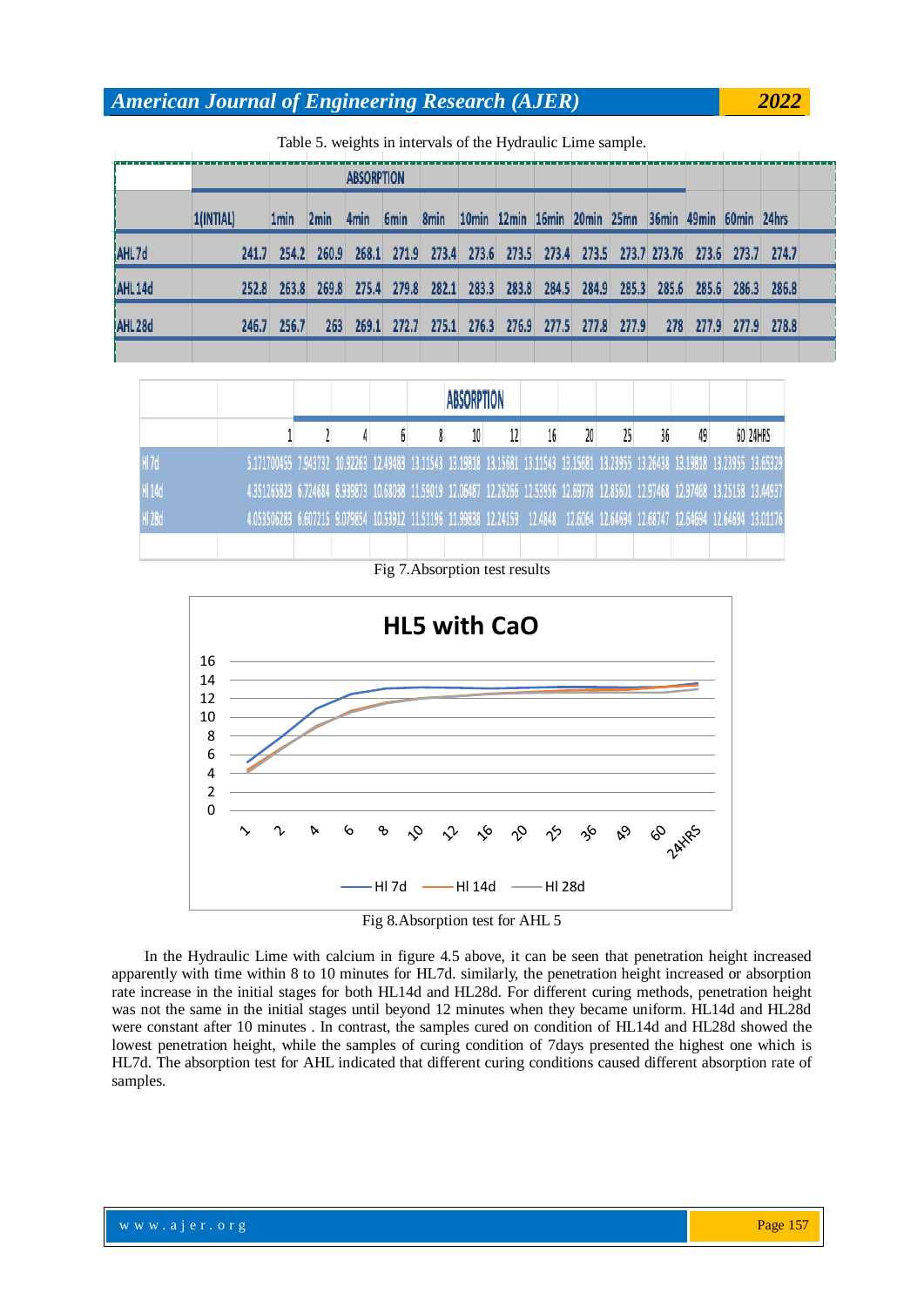Table 5. weights in intervals of the Hydraulic Lime sample.

| | ABSORPTION | | | | | | | | | | | | | | |
|---|---|---|---|---|---|---|---|---|---|---|---|---|---|---|---|
| | 1(INTIAL) | 1min | 2min | 4min | 6min | 8min | 10min | 12min | 16min | 20min | 25mn | 36min | 49min | 60min | 24hrs |
| AHL 7d | 241.7 | 254.2 | 260.9 | 268.1 | 271.9 | 273.4 | 273.6 | 273.5 | 273.4 | 273.5 | 273.7 | 273.76 | 273.6 | 273.7 | 274.7 |
| AHL 14d | 252.8 | 263.8 | 269.8 | 275.4 | 279.8 | 282.1 | 283.3 | 283.8 | 284.5 | 284.9 | 285.3 | 285.6 | 285.6 | 286.3 | 286.8 |
| AHL 28d | 246.7 | 256.7 | 263 | 269.1 | 272.7 | 275.1 | 276.3 | 276.9 | 277.5 | 277.8 | 277.9 | 278 | 277.9 | 277.9 | 278.8 |

| | ABSORPTION | | | | | | | | | | | | | |
|---|---|---|---|---|---|---|---|---|---|---|---|---|---|---|
| | 1 | 2 | 4 | 6 | 8 | 10 | 12 | 16 | 20 | 25 | 36 | 49 | 60 | 24HRS |
| Hl 7d | 5.171700455 | 7.943732 | 10.92263 | 12.49483 | 13.11543 | 13.19818 | 13.15681 | 13.11543 | 13.15681 | 13.23955 | 13.26438 | 13.19818 | 13.23955 | 13.65329 |
| Hl 14d | 4.351265823 | 6.724684 | 8.939873 | 10.68038 | 11.59019 | 12.06487 | 12.26266 | 12.53956 | 12.69778 | 12.85601 | 12.97468 | 12.97468 | 13.25158 | 13.44937 |
| Hl 28d | 4.053506283 | 6.607215 | 9.079854 | 10.53912 | 11.51196 | 11.99838 | 12.24159 | 12.4848 | 12.6064 | 12.64694 | 12.68747 | 12.64694 | 12.64694 | 13.01176 |

Fig 7.Absorption test results

Fig 8.Absorption test for AHL 5

In the Hydraulic Lime with calcium in figure 4.5 above, it can be seen that penetration height increased apparently with time within 8 to 10 minutes for HL7d. similarly, the penetration height increased or absorption rate increase in the initial stages for both HL14d and HL28d. For different curing methods, penetration height was not the same in the initial stages until beyond 12 minutes when they became uniform. HL14d and HL28d were constant after 10 minutes . In contrast, the samples cured on condition of HL14d and HL28d showed the lowest penetration height, while the samples of curing condition of 7days presented the highest one which is HL7d. The absorption test for AHL indicated that different curing conditions caused different absorption rate of samples.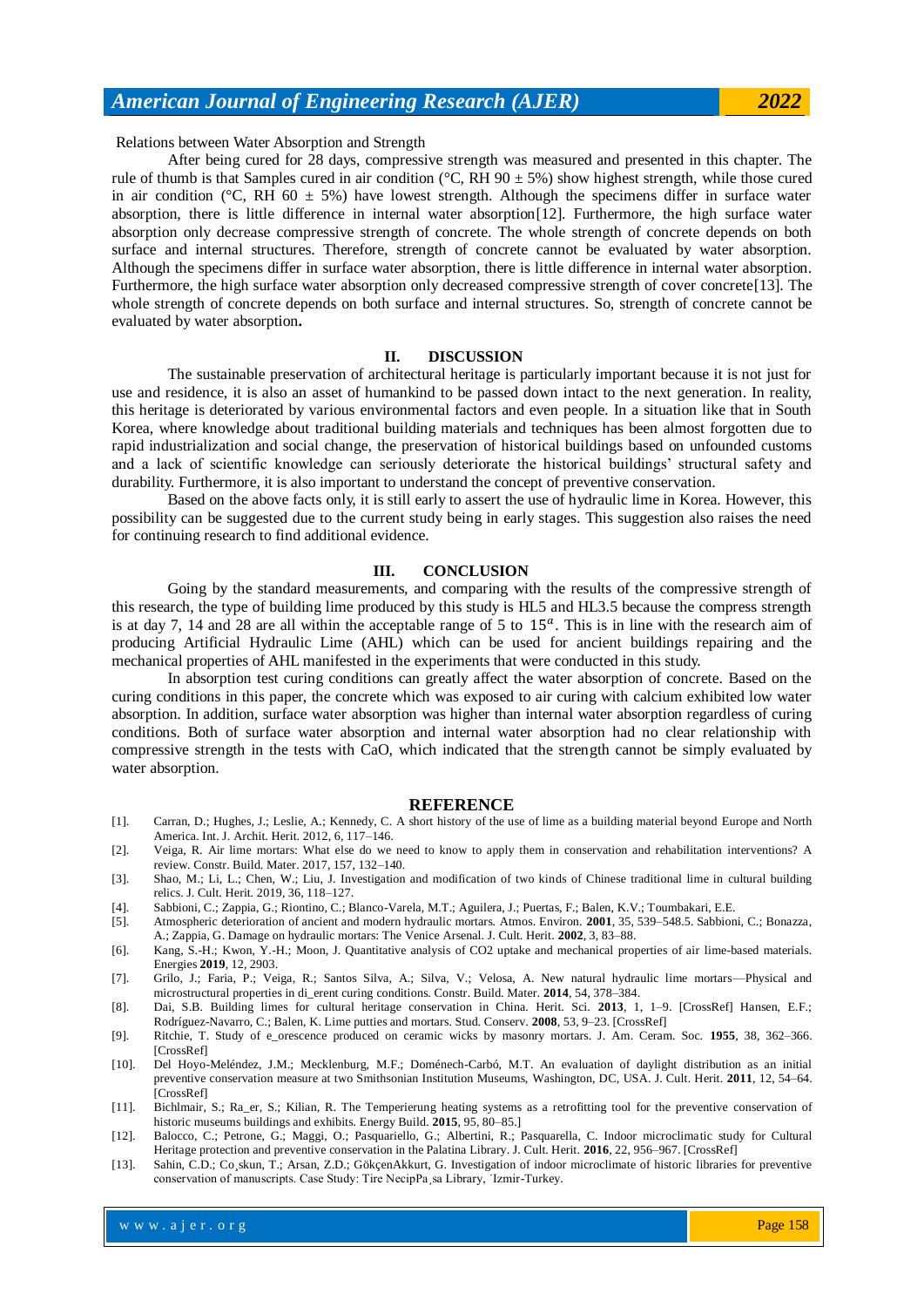Relations between Water Absorption and Strength

After being cured for 28 days, compressive strength was measured and presented in this chapter. The rule of thumb is that Samples cured in air condition (°C, RH 90 ± 5%) show highest strength, while those cured in air condition (°C, RH 60 ± 5%) have lowest strength. Although the specimens differ in surface water absorption, there is little difference in internal water absorption[12]. Furthermore, the high surface water absorption only decrease compressive strength of concrete. The whole strength of concrete depends on both surface and internal structures. Therefore, strength of concrete cannot be evaluated by water absorption. Although the specimens differ in surface water absorption, there is little difference in internal water absorption. Furthermore, the high surface water absorption only decreased compressive strength of cover concrete[13]. The whole strength of concrete depends on both surface and internal structures. So, strength of concrete cannot be evaluated by water absorption**.**

## II. DISCUSSION

The sustainable preservation of architectural heritage is particularly important because it is not just for use and residence, it is also an asset of humankind to be passed down intact to the next generation. In reality, this heritage is deteriorated by various environmental factors and even people. In a situation like that in South Korea, where knowledge about traditional building materials and techniques has been almost forgotten due to rapid industrialization and social change, the preservation of historical buildings based on unfounded customs and a lack of scientific knowledge can seriously deteriorate the historical buildings' structural safety and durability. Furthermore, it is also important to understand the concept of preventive conservation.

Based on the above facts only, it is still early to assert the use of hydraulic lime in Korea. However, this possibility can be suggested due to the current study being in early stages. This suggestion also raises the need for continuing research to find additional evidence.

## III. CONCLUSION

Going by the standard measurements, and comparing with the results of the compressive strength of this research, the type of building lime produced by this study is HL5 and HL3.5 because the compress strength is at day 7, 14 and 28 are all within the acceptable range of 5 to $15^{a}$. This is in line with the research aim of producing Artificial Hydraulic Lime (AHL) which can be used for ancient buildings repairing and the mechanical properties of AHL manifested in the experiments that were conducted in this study.

In absorption test curing conditions can greatly affect the water absorption of concrete. Based on the curing conditions in this paper, the concrete which was exposed to air curing with calcium exhibited low water absorption. In addition, surface water absorption was higher than internal water absorption regardless of curing conditions. Both of surface water absorption and internal water absorption had no clear relationship with compressive strength in the tests with CaO, which indicated that the strength cannot be simply evaluated by water absorption.

## REFERENCE

[1]. Carran, D.; Hughes, J.; Leslie, A.; Kennedy, C. A short history of the use of lime as a building material beyond Europe and North America. Int. J. Archit. Herit. 2012, 6, 117–146.

[2]. Veiga, R. Air lime mortars: What else do we need to know to apply them in conservation and rehabilitation interventions? A review. Constr. Build. Mater. 2017, 157, 132–140.

[3]. Shao, M.; Li, L.; Chen, W.; Liu, J. Investigation and modification of two kinds of Chinese traditional lime in cultural building relics. J. Cult. Herit. 2019, 36, 118–127.

[4]. Sabbioni, C.; Zappia, G.; Riontino, C.; Blanco-Varela, M.T.; Aguilera, J.; Puertas, F.; Balen, K.V.; Toumbakari, E.E.

[5]. Atmospheric deterioration of ancient and modern hydraulic mortars. Atmos. Environ. **2001**, 35, 539–548.5. Sabbioni, C.; Bonazza, A.; Zappia, G. Damage on hydraulic mortars: The Venice Arsenal. J. Cult. Herit. **2002**, 3, 83–88.

[6]. Kang, S.-H.; Kwon, Y.-H.; Moon, J. Quantitative analysis of CO2 uptake and mechanical properties of air lime-based materials. Energies **2019**, 12, 2903.

[7]. Grilo, J.; Faria, P.; Veiga, R.; Santos Silva, A.; Silva, V.; Velosa, A. New natural hydraulic lime mortars—Physical and microstructural properties in di_erent curing conditions. Constr. Build. Mater. **2014**, 54, 378–384.

[8]. Dai, S.B. Building limes for cultural heritage conservation in China. Herit. Sci. **2013**, 1, 1–9. [CrossRef] Hansen, E.F.; Rodríguez-Navarro, C.; Balen, K. Lime putties and mortars. Stud. Conserv. **2008**, 53, 9–23. [CrossRef]

[9]. Ritchie, T. Study of e_orescence produced on ceramic wicks by masonry mortars. J. Am. Ceram. Soc. **1955**, 38, 362–366. [CrossRef]

[10]. Del Hoyo-Meléndez, J.M.; Mecklenburg, M.F.; Doménech-Carbó, M.T. An evaluation of daylight distribution as an initial preventive conservation measure at two Smithsonian Institution Museums, Washington, DC, USA. J. Cult. Herit. **2011**, 12, 54–64. [CrossRef]

[11]. Bichlmair, S.; Ra_er, S.; Kilian, R. The Temperierung heating systems as a retrofitting tool for the preventive conservation of historic museums buildings and exhibits. Energy Build. **2015**, 95, 80–85.]

[12]. Balocco, C.; Petrone, G.; Maggi, O.; Pasquariello, G.; Albertini, R.; Pasquarella, C. Indoor microclimatic study for Cultural Heritage protection and preventive conservation in the Palatina Library. J. Cult. Herit. **2016**, 22, 956–967. [CrossRef]

[13]. Sahin, C.D.; Co¸skun, T.; Arsan, Z.D.; GökçenAkkurt, G. Investigation of indoor microclimate of historic libraries for preventive conservation of manuscripts. Case Study: Tire NecipPa¸sa Library, ˙Izmir-Turkey.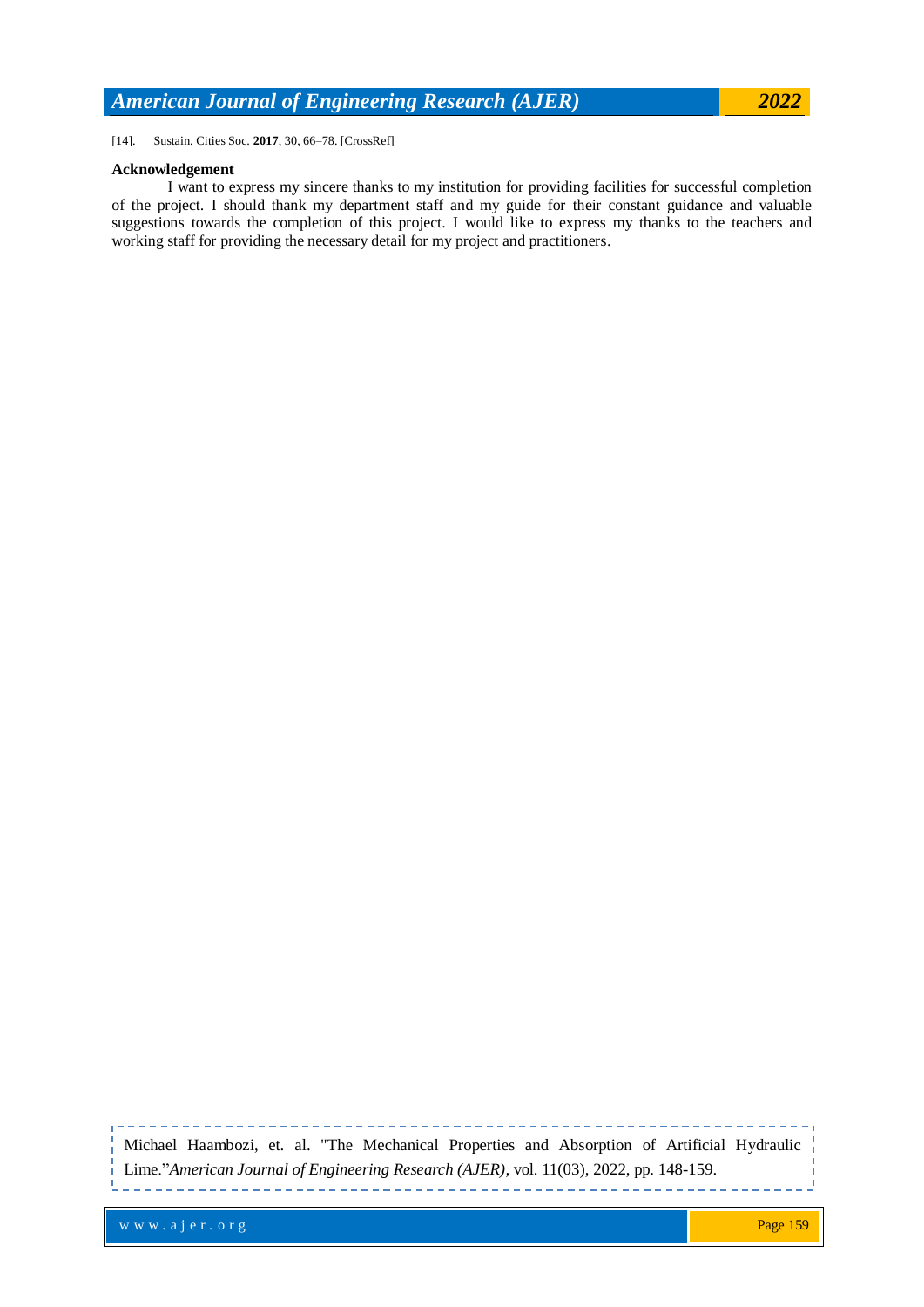[14]. Sustain. Cities Soc. **2017**, 30, 66–78. [CrossRef]

**Acknowledgement**

I want to express my sincere thanks to my institution for providing facilities for successful completion of the project. I should thank my department staff and my guide for their constant guidance and valuable suggestions towards the completion of this project. I would like to express my thanks to the teachers and working staff for providing the necessary detail for my project and practitioners.

Michael Haambozi, et. al. "The Mechanical Properties and Absorption of Artificial Hydraulic Lime."*American Journal of Engineering Research (AJER)*, vol. 11(03), 2022, pp. 148-159.